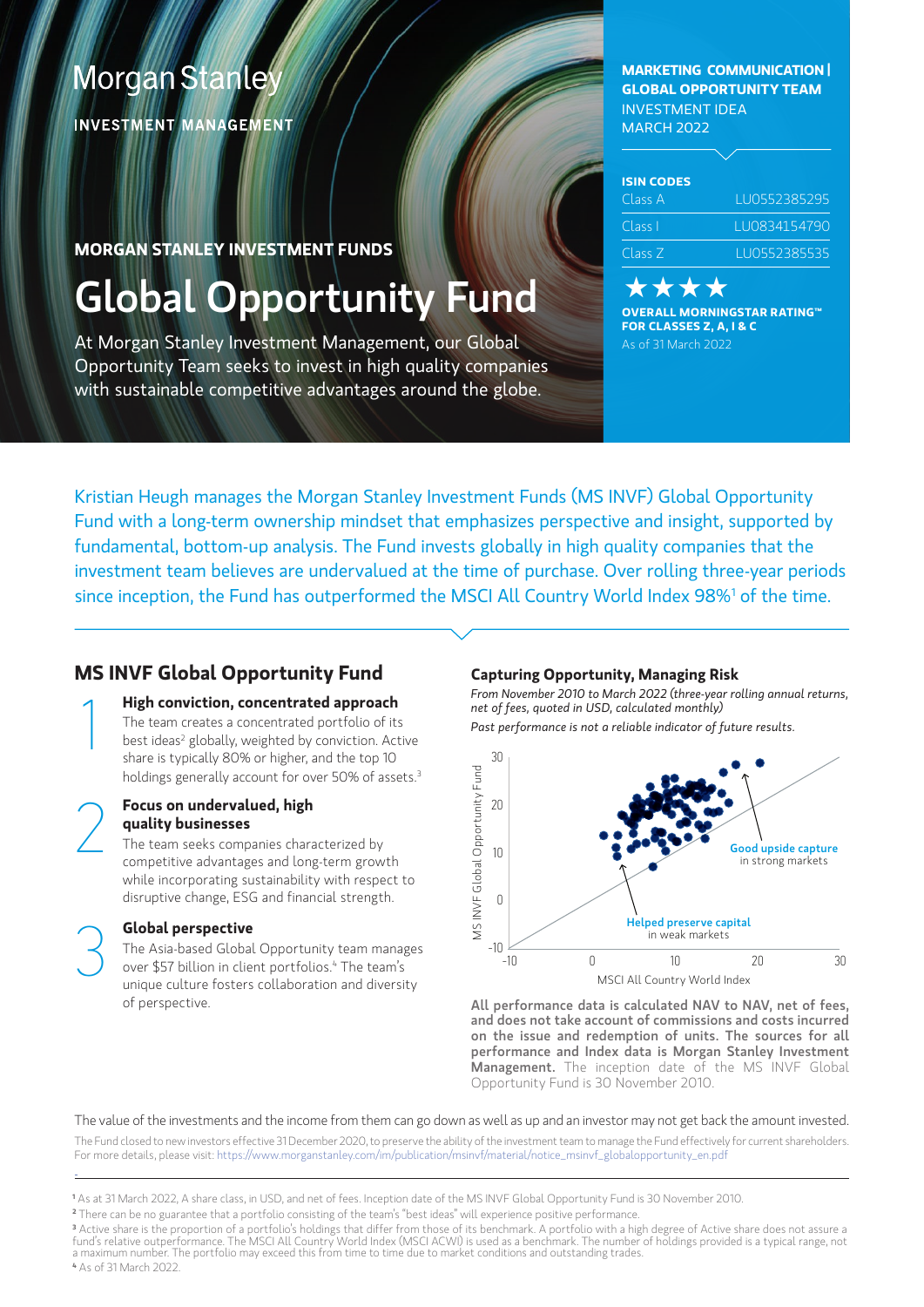Morgan Stanley

INVESTMENT MANAGEMENT

**MARKETING COMMUNICATION | GLOBAL OPPORTUNITY TEAM**
INVESTMENT IDEA
MARCH 2022

**ISIN CODES**

| | |
|---|---|
| Class A | LU0552385295 |
| Class I | LU0834154790 |
| Class Z | LU0552385535 |

★★★★
**OVERALL MORNINGSTAR RATING™ FOR CLASSES Z, A, I & C**
As of 31 March 2022

**MORGAN STANLEY INVESTMENT FUNDS**

# Global Opportunity Fund

At Morgan Stanley Investment Management, our Global Opportunity Team seeks to invest in high quality companies with sustainable competitive advantages around the globe.

Kristian Heugh manages the Morgan Stanley Investment Funds (MS INVF) Global Opportunity Fund with a long-term ownership mindset that emphasizes perspective and insight, supported by fundamental, bottom-up analysis. The Fund invests globally in high quality companies that the investment team believes are undervalued at the time of purchase. Over rolling three-year periods since inception, the Fund has outperformed the MSCI All Country World Index 98%[1] of the time.

## MS INVF Global Opportunity Fund

1. **High conviction, concentrated approach**
   The team creates a concentrated portfolio of its best ideas[2] globally, weighted by conviction. Active share is typically 80% or higher, and the top 10 holdings generally account for over 50% of assets.[3]

2. **Focus on undervalued, high quality businesses**
   The team seeks companies characterized by competitive advantages and long-term growth while incorporating sustainability with respect to disruptive change, ESG and financial strength.

3. **Global perspective**
   The Asia-based Global Opportunity team manages over $57 billion in client portfolios.[4] The team's unique culture fosters collaboration and diversity of perspective.

### Capturing Opportunity, Managing Risk

*From November 2010 to March 2022 (three-year rolling annual returns, net of fees, quoted in USD, calculated monthly)*

*Past performance is not a reliable indicator of future results.*

Chart: scatter plot of MS INVF Global Opportunity Fund (y-axis, -10 to 30) vs. MSCI All Country World Index (x-axis, -10 to 30), with a diagonal line. Annotations: "Good upside capture in strong markets"; "Helped preserve capital in weak markets".

**All performance data is calculated NAV to NAV, net of fees, and does not take account of commissions and costs incurred on the issue and redemption of units. The sources for all performance and Index data is Morgan Stanley Investment Management.** The inception date of the MS INVF Global Opportunity Fund is 30 November 2010.

The value of the investments and the income from them can go down as well as up and an investor may not get back the amount invested.

The Fund closed to new investors effective 31 December 2020, to preserve the ability of the investment team to manage the Fund effectively for current shareholders. For more details, please visit: https://www.morganstanley.com/im/publication/msinvf/material/notice_msinvf_globalopportunity_en.pdf

---

[1] As at 31 March 2022, A share class, in USD, and net of fees. Inception date of the MS INVF Global Opportunity Fund is 30 November 2010.

[2] There can be no guarantee that a portfolio consisting of the team's "best ideas" will experience positive performance.

[3] Active share is the proportion of a portfolio's holdings that differ from those of its benchmark. A portfolio with a high degree of Active share does not assure a fund's relative outperformance. The MSCI All Country World Index (MSCI ACWI) is used as a benchmark. The number of holdings provided is a typical range, not a maximum number. The portfolio may exceed this from time to time due to market conditions and outstanding trades.

[4] As of 31 March 2022.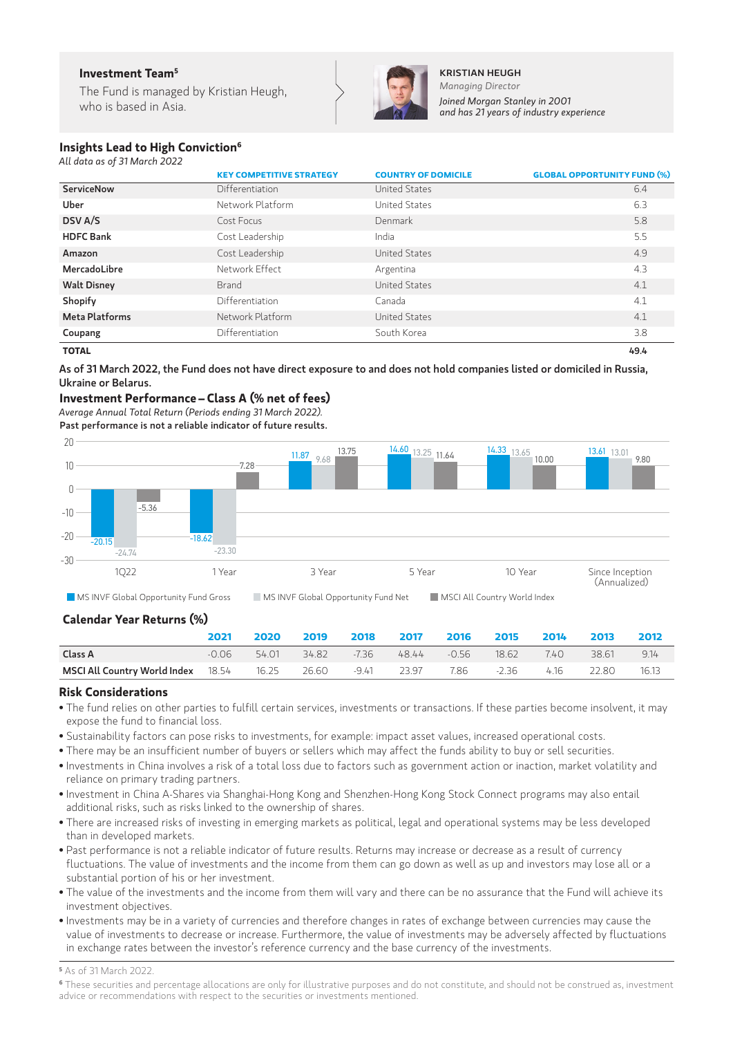**Investment Team[5]**

The Fund is managed by Kristian Heugh, who is based in Asia.

**KRISTIAN HEUGH**
*Managing Director*
*Joined Morgan Stanley in 2001 and has 21 years of industry experience*

## Insights Lead to High Conviction[6]

*All data as of 31 March 2022*

| | KEY COMPETITIVE STRATEGY | COUNTRY OF DOMICILE | GLOBAL OPPORTUNITY FUND (%) |
|---|---|---|---|
| **ServiceNow** | Differentiation | United States | 6.4 |
| **Uber** | Network Platform | United States | 6.3 |
| **DSV A/S** | Cost Focus | Denmark | 5.8 |
| **HDFC Bank** | Cost Leadership | India | 5.5 |
| **Amazon** | Cost Leadership | United States | 4.9 |
| **MercadoLibre** | Network Effect | Argentina | 4.3 |
| **Walt Disney** | Brand | United States | 4.1 |
| **Shopify** | Differentiation | Canada | 4.1 |
| **Meta Platforms** | Network Platform | United States | 4.1 |
| **Coupang** | Differentiation | South Korea | 3.8 |
| **TOTAL** | | | **49.4** |

**As of 31 March 2022, the Fund does not have direct exposure to and does not hold companies listed or domiciled in Russia, Ukraine or Belarus.**

## Investment Performance – Class A (% net of fees)

*Average Annual Total Return (Periods ending 31 March 2022).*

**Past performance is not a reliable indicator of future results.**

| | 1Q22 | 1 Year | 3 Year | 5 Year | 10 Year | Since Inception (Annualized) |
|---|---|---|---|---|---|---|
| MS INVF Global Opportunity Fund Gross | -20.15 | -18.62 | 11.87 | 14.60 | 14.33 | 13.61 |
| MS INVF Global Opportunity Fund Net | -24.74 | -23.30 | 9.68 | 13.25 | 13.65 | 13.01 |
| MSCI All Country World Index | -5.36 | 7.28 | 13.75 | 11.64 | 10.00 | 9.80 |

## Calendar Year Returns (%)

| | 2021 | 2020 | 2019 | 2018 | 2017 | 2016 | 2015 | 2014 | 2013 | 2012 |
|---|---|---|---|---|---|---|---|---|---|---|
| **Class A** | -0.06 | 54.01 | 34.82 | -7.36 | 48.44 | -0.56 | 18.62 | 7.40 | 38.61 | 9.14 |
| **MSCI All Country World Index** | 18.54 | 16.25 | 26.60 | -9.41 | 23.97 | 7.86 | -2.36 | 4.16 | 22.80 | 16.13 |

## Risk Considerations

- The fund relies on other parties to fulfill certain services, investments or transactions. If these parties become insolvent, it may expose the fund to financial loss.
- Sustainability factors can pose risks to investments, for example: impact asset values, increased operational costs.
- There may be an insufficient number of buyers or sellers which may affect the funds ability to buy or sell securities.
- Investments in China involves a risk of a total loss due to factors such as government action or inaction, market volatility and reliance on primary trading partners.
- Investment in China A-Shares via Shanghai-Hong Kong and Shenzhen-Hong Kong Stock Connect programs may also entail additional risks, such as risks linked to the ownership of shares.
- There are increased risks of investing in emerging markets as political, legal and operational systems may be less developed than in developed markets.
- Past performance is not a reliable indicator of future results. Returns may increase or decrease as a result of currency fluctuations. The value of investments and the income from them can go down as well as up and investors may lose all or a substantial portion of his or her investment.
- The value of the investments and the income from them will vary and there can be no assurance that the Fund will achieve its investment objectives.
- Investments may be in a variety of currencies and therefore changes in rates of exchange between currencies may cause the value of investments to decrease or increase. Furthermore, the value of investments may be adversely affected by fluctuations in exchange rates between the investor's reference currency and the base currency of the investments.

[5] As of 31 March 2022.

[6] These securities and percentage allocations are only for illustrative purposes and do not constitute, and should not be construed as, investment advice or recommendations with respect to the securities or investments mentioned.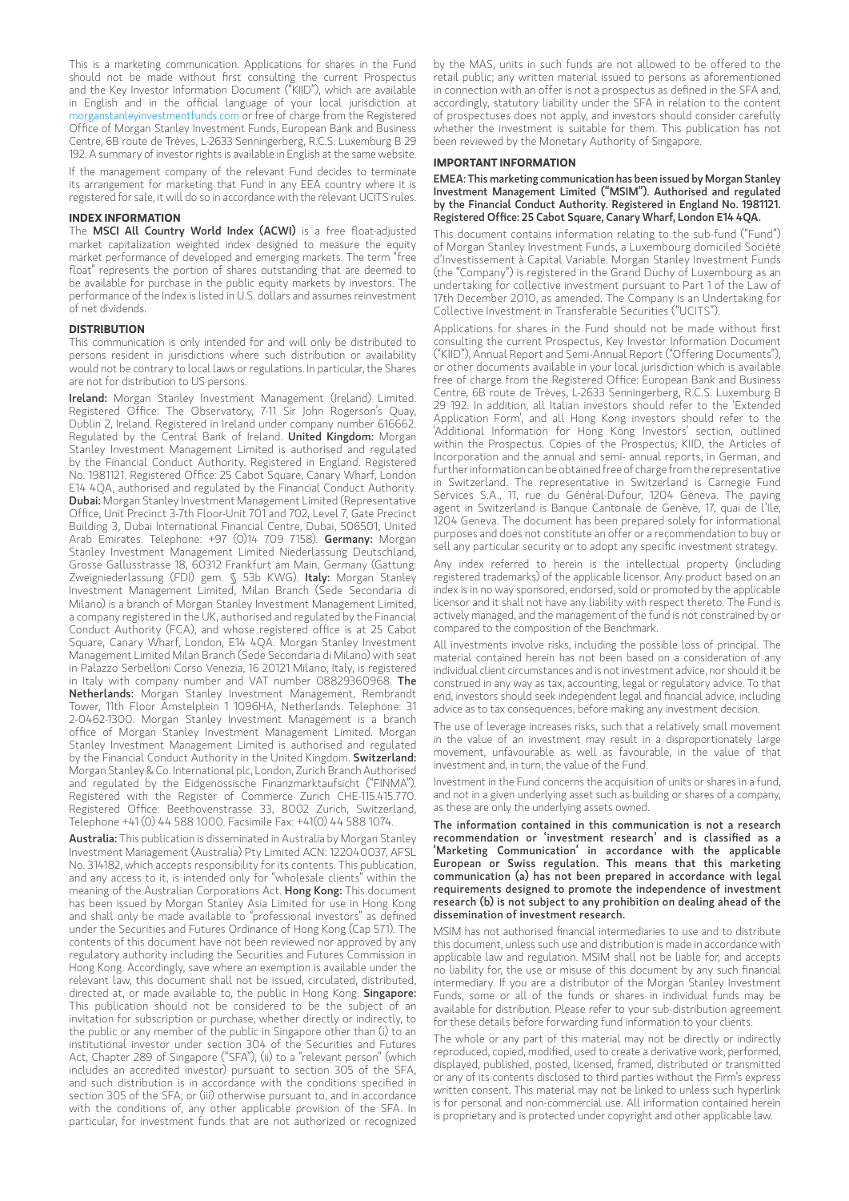This is a marketing communication. Applications for shares in the Fund should not be made without first consulting the current Prospectus and the Key Investor Information Document ("KIID"), which are available in English and in the official language of your local jurisdiction at morganstanleyinvestmentfunds.com or free of charge from the Registered Office of Morgan Stanley Investment Funds, European Bank and Business Centre, 6B route de Trèves, L-2633 Senningerberg, R.C.S. Luxemburg B 29 192. A summary of investor rights is available in English at the same website.

If the management company of the relevant Fund decides to terminate its arrangement for marketing that Fund in any EEA country where it is registered for sale, it will do so in accordance with the relevant UCITS rules.

## INDEX INFORMATION

The **MSCI All Country World Index (ACWI)** is a free float-adjusted market capitalization weighted index designed to measure the equity market performance of developed and emerging markets. The term "free float" represents the portion of shares outstanding that are deemed to be available for purchase in the public equity markets by investors. The performance of the Index is listed in U.S. dollars and assumes reinvestment of net dividends.

## DISTRIBUTION

This communication is only intended for and will only be distributed to persons resident in jurisdictions where such distribution or availability would not be contrary to local laws or regulations. In particular, the Shares are not for distribution to US persons.

**Ireland:** Morgan Stanley Investment Management (Ireland) Limited. Registered Office: The Observatory, 7-11 Sir John Rogerson's Quay, Dublin 2, Ireland. Registered in Ireland under company number 616662. Regulated by the Central Bank of Ireland. **United Kingdom:** Morgan Stanley Investment Management Limited is authorised and regulated by the Financial Conduct Authority. Registered in England. Registered No. 1981121. Registered Office: 25 Cabot Square, Canary Wharf, London E14 4QA, authorised and regulated by the Financial Conduct Authority. **Dubai:** Morgan Stanley Investment Management Limited (Representative Office, Unit Precinct 3-7th Floor-Unit 701 and 702, Level 7, Gate Precinct Building 3, Dubai International Financial Centre, Dubai, 506501, United Arab Emirates. Telephone: +97 (0)14 709 7158). **Germany:** Morgan Stanley Investment Management Limited Niederlassung Deutschland, Grosse Gallusstrasse 18, 60312 Frankfurt am Main, Germany (Gattung: Zweigniederlassung (FDI) gem. § 53b KWG). **Italy:** Morgan Stanley Investment Management Limited, Milan Branch (Sede Secondaria di Milano) is a branch of Morgan Stanley Investment Management Limited, a company registered in the UK, authorised and regulated by the Financial Conduct Authority (FCA), and whose registered office is at 25 Cabot Square, Canary Wharf, London, E14 4QA. Morgan Stanley Investment Management Limited Milan Branch (Sede Secondaria di Milano) with seat in Palazzo Serbelloni Corso Venezia, 16 20121 Milano, Italy, is registered in Italy with company number and VAT number 08829360968. **The Netherlands:** Morgan Stanley Investment Management, Rembrandt Tower, 11th Floor Amstelplein 1 1096HA, Netherlands. Telephone: 31 2-0462-1300. Morgan Stanley Investment Management is a branch office of Morgan Stanley Investment Management Limited. Morgan Stanley Investment Management Limited is authorised and regulated by the Financial Conduct Authority in the United Kingdom. **Switzerland:** Morgan Stanley & Co. International plc, London, Zurich Branch Authorised and regulated by the Eidgenössische Finanzmarktaufsicht ("FINMA"). Registered with the Register of Commerce Zurich CHE-115.415.770. Registered Office: Beethovenstrasse 33, 8002 Zurich, Switzerland, Telephone +41 (0) 44 588 1000. Facsimile Fax: +41(0) 44 588 1074.

**Australia:** This publication is disseminated in Australia by Morgan Stanley Investment Management (Australia) Pty Limited ACN: 122040037, AFSL No. 314182, which accepts responsibility for its contents. This publication, and any access to it, is intended only for "wholesale clients" within the meaning of the Australian Corporations Act. **Hong Kong:** This document has been issued by Morgan Stanley Asia Limited for use in Hong Kong and shall only be made available to "professional investors" as defined under the Securities and Futures Ordinance of Hong Kong (Cap 571). The contents of this document have not been reviewed nor approved by any regulatory authority including the Securities and Futures Commission in Hong Kong. Accordingly, save where an exemption is available under the relevant law, this document shall not be issued, circulated, distributed, directed at, or made available to, the public in Hong Kong. **Singapore:** This publication should not be considered to be the subject of an invitation for subscription or purchase, whether directly or indirectly, to the public or any member of the public in Singapore other than (i) to an institutional investor under section 304 of the Securities and Futures Act, Chapter 289 of Singapore ("SFA"), (ii) to a "relevant person" (which includes an accredited investor) pursuant to section 305 of the SFA, and such distribution is in accordance with the conditions specified in section 305 of the SFA; or (iii) otherwise pursuant to, and in accordance with the conditions of, any other applicable provision of the SFA. In particular, for investment funds that are not authorized or recognized by the MAS, units in such funds are not allowed to be offered to the retail public; any written material issued to persons as aforementioned in connection with an offer is not a prospectus as defined in the SFA and, accordingly, statutory liability under the SFA in relation to the content of prospectuses does not apply, and investors should consider carefully whether the investment is suitable for them. This publication has not been reviewed by the Monetary Authority of Singapore.

## IMPORTANT INFORMATION

**EMEA: This marketing communication has been issued by Morgan Stanley Investment Management Limited ("MSIM"). Authorised and regulated by the Financial Conduct Authority. Registered in England No. 1981121. Registered Office: 25 Cabot Square, Canary Wharf, London E14 4QA.**

This document contains information relating to the sub-fund ("Fund") of Morgan Stanley Investment Funds, a Luxembourg domiciled Société d'Investissement à Capital Variable. Morgan Stanley Investment Funds (the "Company") is registered in the Grand Duchy of Luxembourg as an undertaking for collective investment pursuant to Part 1 of the Law of 17th December 2010, as amended. The Company is an Undertaking for Collective Investment in Transferable Securities ("UCITS").

Applications for shares in the Fund should not be made without first consulting the current Prospectus, Key Investor Information Document ("KIID"), Annual Report and Semi-Annual Report ("Offering Documents"), or other documents available in your local jurisdiction which is available free of charge from the Registered Office: European Bank and Business Centre, 6B route de Trèves, L-2633 Senningerberg, R.C.S. Luxemburg B 29 192. In addition, all Italian investors should refer to the 'Extended Application Form', and all Hong Kong investors should refer to the 'Additional Information for Hong Kong Investors' section, outlined within the Prospectus. Copies of the Prospectus, KIID, the Articles of Incorporation and the annual and semi- annual reports, in German, and further information can be obtained free of charge from the representative in Switzerland. The representative in Switzerland is Carnegie Fund Services S.A., 11, rue du Général-Dufour, 1204 Geneva. The paying agent in Switzerland is Banque Cantonale de Genève, 17, quai de l'Ile, 1204 Geneva. The document has been prepared solely for informational purposes and does not constitute an offer or a recommendation to buy or sell any particular security or to adopt any specific investment strategy.

Any index referred to herein is the intellectual property (including registered trademarks) of the applicable licensor. Any product based on an index is in no way sponsored, endorsed, sold or promoted by the applicable licensor and it shall not have any liability with respect thereto. The Fund is actively managed, and the management of the fund is not constrained by or compared to the composition of the Benchmark.

All investments involve risks, including the possible loss of principal. The material contained herein has not been based on a consideration of any individual client circumstances and is not investment advice, nor should it be construed in any way as tax, accounting, legal or regulatory advice. To that end, investors should seek independent legal and financial advice, including advice as to tax consequences, before making any investment decision.

The use of leverage increases risks, such that a relatively small movement in the value of an investment may result in a disproportionately large movement, unfavourable as well as favourable, in the value of that investment and, in turn, the value of the Fund.

Investment in the Fund concerns the acquisition of units or shares in a fund, and not in a given underlying asset such as building or shares of a company, as these are only the underlying assets owned.

**The information contained in this communication is not a research recommendation or 'investment research' and is classified as a 'Marketing Communication' in accordance with the applicable European or Swiss regulation. This means that this marketing communication (a) has not been prepared in accordance with legal requirements designed to promote the independence of investment research (b) is not subject to any prohibition on dealing ahead of the dissemination of investment research.**

MSIM has not authorised financial intermediaries to use and to distribute this document, unless such use and distribution is made in accordance with applicable law and regulation. MSIM shall not be liable for, and accepts no liability for, the use or misuse of this document by any such financial intermediary. If you are a distributor of the Morgan Stanley Investment Funds, some or all of the funds or shares in individual funds may be available for distribution. Please refer to your sub-distribution agreement for these details before forwarding fund information to your clients.

The whole or any part of this material may not be directly or indirectly reproduced, copied, modified, used to create a derivative work, performed, displayed, published, posted, licensed, framed, distributed or transmitted or any of its contents disclosed to third parties without the Firm's express written consent. This material may not be linked to unless such hyperlink is for personal and non-commercial use. All information contained herein is proprietary and is protected under copyright and other applicable law.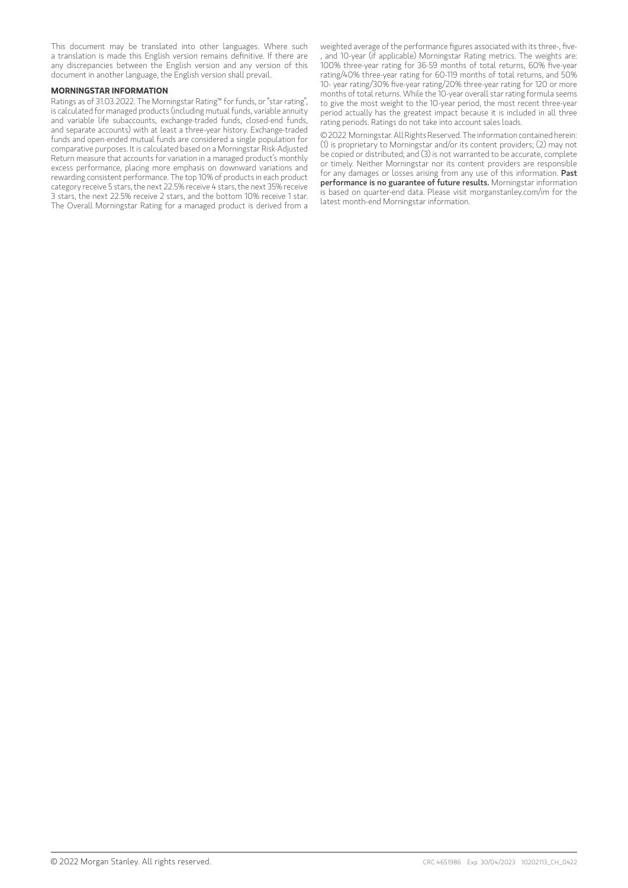This document may be translated into other languages. Where such a translation is made this English version remains definitive. If there are any discrepancies between the English version and any version of this document in another language, the English version shall prevail.

**MORNINGSTAR INFORMATION**

Ratings as of 31.03.2022. The Morningstar Rating™ for funds, or "star rating", is calculated for managed products (including mutual funds, variable annuity and variable life subaccounts, exchange-traded funds, closed-end funds, and separate accounts) with at least a three-year history. Exchange-traded funds and open-ended mutual funds are considered a single population for comparative purposes. It is calculated based on a Morningstar Risk-Adjusted Return measure that accounts for variation in a managed product's monthly excess performance, placing more emphasis on downward variations and rewarding consistent performance. The top 10% of products in each product category receive 5 stars, the next 22.5% receive 4 stars, the next 35% receive 3 stars, the next 22.5% receive 2 stars, and the bottom 10% receive 1 star. The Overall Morningstar Rating for a managed product is derived from a weighted average of the performance figures associated with its three-, five-, and 10-year (if applicable) Morningstar Rating metrics. The weights are: 100% three-year rating for 36-59 months of total returns, 60% five-year rating/40% three-year rating for 60-119 months of total returns, and 50% 10- year rating/30% five-year rating/20% three-year rating for 120 or more months of total returns. While the 10-year overall star rating formula seems to give the most weight to the 10-year period, the most recent three-year period actually has the greatest impact because it is included in all three rating periods. Ratings do not take into account sales loads.

© 2022 Morningstar. All Rights Reserved. The information contained herein: (1) is proprietary to Morningstar and/or its content providers; (2) may not be copied or distributed; and (3) is not warranted to be accurate, complete or timely. Neither Morningstar nor its content providers are responsible for any damages or losses arising from any use of this information. **Past performance is no guarantee of future results.** Morningstar information is based on quarter-end data. Please visit morganstanley.com/im for the latest month-end Morningstar information.

© 2022 Morgan Stanley. All rights reserved.

CRC 4651986 Exp. 30/04/2023 10202113_CH_0422